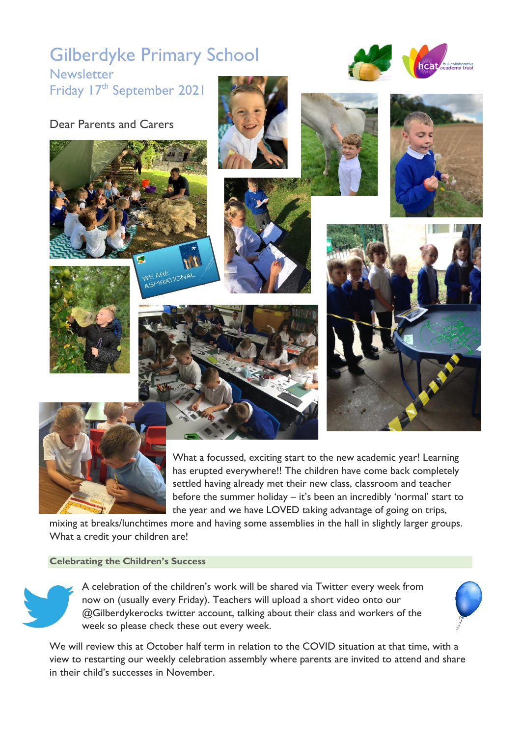# Gilberdyke Primary School

## Newsletter

## Friday 17th September 2021

Dear Parents and Carers

What a focussed, exciting start to the new academic year! Learning has erupted everywhere!! The children have come back completely settled having already met their new class, classroom and teacher before the summer holiday – it's been an incredibly 'normal' start to the year and we have LOVED taking advantage of going on trips, mixing at breaks/lunchtimes more and having some assemblies in the hall in slightly larger groups. What a credit your children are!

### Celebrating the Children's Success

A celebration of the children's work will be shared via Twitter every week from now on (usually every Friday). Teachers will upload a short video onto our @Gilberdykerocks twitter account, talking about their class and workers of the week so please check these out every week.

We will review this at October half term in relation to the COVID situation at that time, with a view to restarting our weekly celebration assembly where parents are invited to attend and share in their child's successes in November.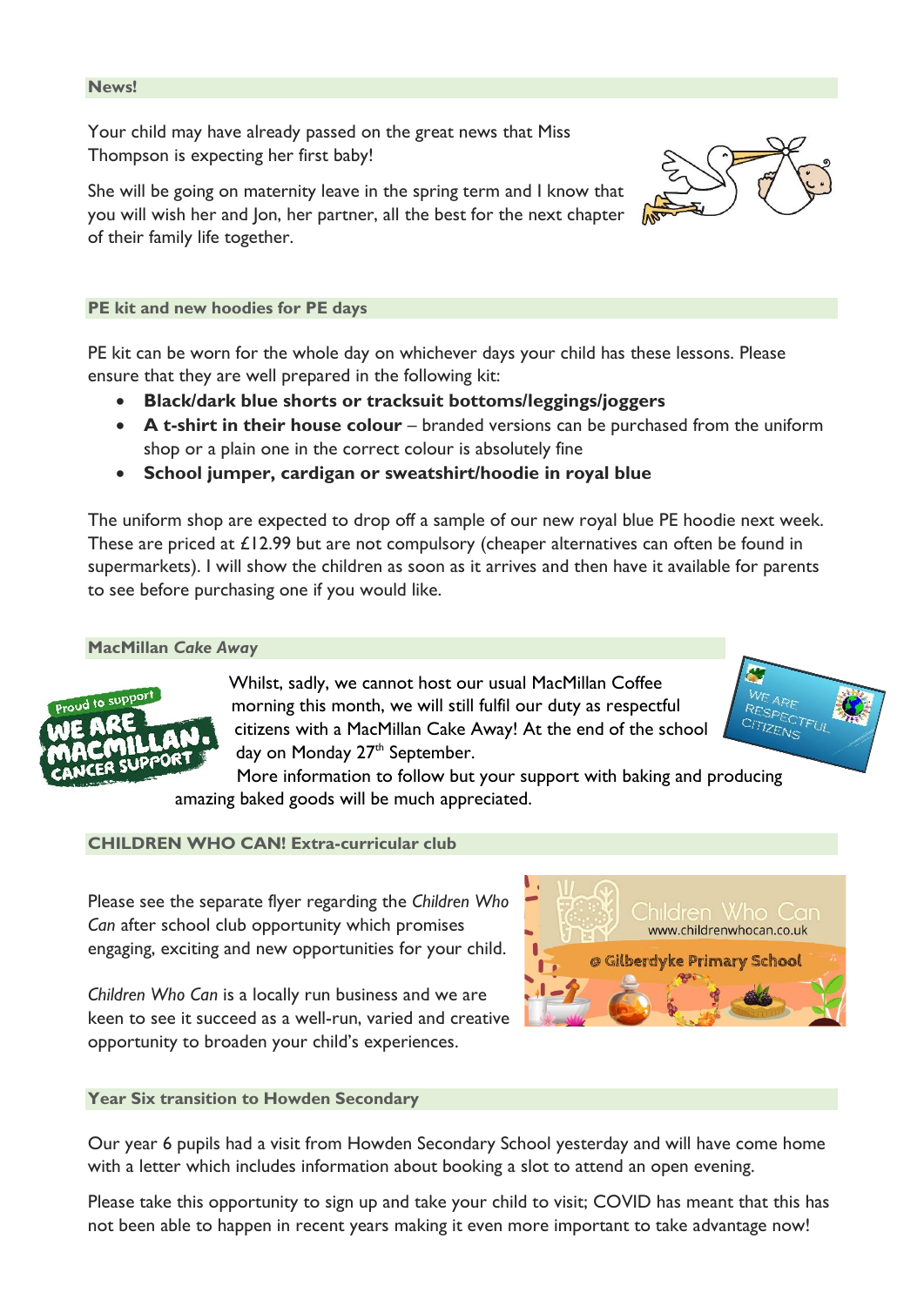## News!

Your child may have already passed on the great news that Miss Thompson is expecting her first baby!

She will be going on maternity leave in the spring term and I know that you will wish her and Jon, her partner, all the best for the next chapter of their family life together.

## PE kit and new hoodies for PE days

PE kit can be worn for the whole day on whichever days your child has these lessons. Please ensure that they are well prepared in the following kit:

- **Black/dark blue shorts or tracksuit bottoms/leggings/joggers**
- **A t-shirt in their house colour** – branded versions can be purchased from the uniform shop or a plain one in the correct colour is absolutely fine
- **School jumper, cardigan or sweatshirt/hoodie in royal blue**

The uniform shop are expected to drop off a sample of our new royal blue PE hoodie next week. These are priced at £12.99 but are not compulsory (cheaper alternatives can often be found in supermarkets). I will show the children as soon as it arrives and then have it available for parents to see before purchasing one if you would like.

## MacMillan *Cake Away*

Whilst, sadly, we cannot host our usual MacMillan Coffee morning this month, we will still fulfil our duty as respectful citizens with a MacMillan Cake Away! At the end of the school day on Monday 27th September.

More information to follow but your support with baking and producing amazing baked goods will be much appreciated.

## CHILDREN WHO CAN! Extra-curricular club

Please see the separate flyer regarding the *Children Who Can* after school club opportunity which promises engaging, exciting and new opportunities for your child.

*Children Who Can* is a locally run business and we are keen to see it succeed as a well-run, varied and creative opportunity to broaden your child's experiences.

## Year Six transition to Howden Secondary

Our year 6 pupils had a visit from Howden Secondary School yesterday and will have come home with a letter which includes information about booking a slot to attend an open evening.

Please take this opportunity to sign up and take your child to visit; COVID has meant that this has not been able to happen in recent years making it even more important to take advantage now!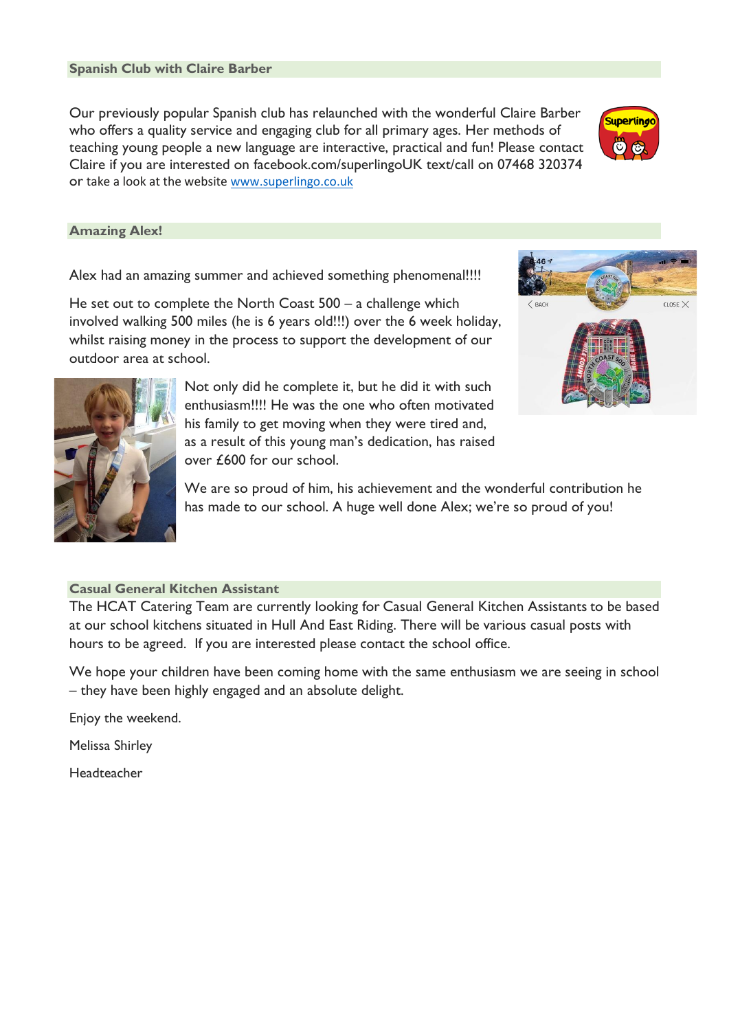## Spanish Club with Claire Barber

Our previously popular Spanish club has relaunched with the wonderful Claire Barber who offers a quality service and engaging club for all primary ages. Her methods of teaching young people a new language are interactive, practical and fun! Please contact Claire if you are interested on facebook.com/superlingoUK text/call on 07468 320374 or take a look at the website www.superlingo.co.uk

## Amazing Alex!

Alex had an amazing summer and achieved something phenomenal!!!!

He set out to complete the North Coast 500 – a challenge which involved walking 500 miles (he is 6 years old!!!) over the 6 week holiday, whilst raising money in the process to support the development of our outdoor area at school.

Not only did he complete it, but he did it with such enthusiasm!!!! He was the one who often motivated his family to get moving when they were tired and, as a result of this young man's dedication, has raised over £600 for our school.

We are so proud of him, his achievement and the wonderful contribution he has made to our school. A huge well done Alex; we're so proud of you!

## Casual General Kitchen Assistant

The HCAT Catering Team are currently looking for Casual General Kitchen Assistants to be based at our school kitchens situated in Hull And East Riding. There will be various casual posts with hours to be agreed. If you are interested please contact the school office.

We hope your children have been coming home with the same enthusiasm we are seeing in school – they have been highly engaged and an absolute delight.

Enjoy the weekend.

Melissa Shirley

Headteacher